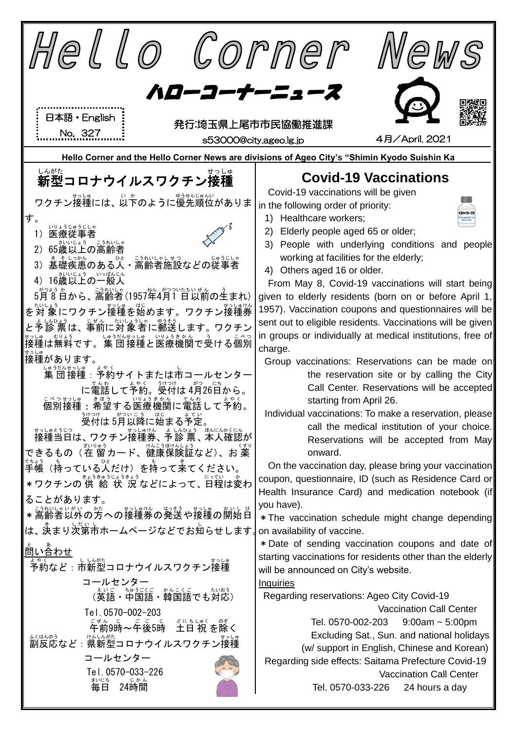# Hello Corner News

## ハローコーナーニュース

日本語・English
No. 327

発行:埼玉県上尾市市民協働推進課
s53000@city.ageo.lg.jp

4月／April. 2021

**Hello Corner and the Hello Corner News are divisions of Ageo City's "Shimin Kyodo Suishin Ka**

## 新型コロナウイルスワクチン接種

ワクチン接種には、以下のように優先順位があります。

1) 医療従事者
2) 65歳以上の高齢者
3) 基礎疾患のある人・高齢者施設などの従事者
4) 16歳以上の一般人

5月８日から、高齢者（1957年4月１日以前の生まれ）を対象にワクチン接種を始めます。ワクチン接種券と予診票は、事前に対象者に郵送します。ワクチン接種は無料です。集団接種と医療機関で受ける個別接種があります。

集団接種：予約サイトまたは市コールセンターに電話して予約。受付は 4月26日から。
個別接種：希望する医療機関に電話して予約。受付は 5月以降に始まる予定。

接種当日は、ワクチン接種券、予診票、本人確認ができるもの（在留カード、健康保険証など）、お薬手帳（持っている人だけ）を持って来てください。

＊ワクチンの供給状況などによって、日程は変わることがあります。
＊高齢者以外の方への接種券の発送や接種の開始日は、決まり次第市ホームページなどでお知らせします。

問い合わせ
予約など：市新型コロナウイルスワクチン接種コールセンター
（英語・中国語・韓国語でも対応）
Tel.0570-002-203
午前9時～午後5時　土日祝を除く
副反応など：県新型コロナウイルスワクチン接種コールセンター
Tel.0570-033-226
毎日　24時間

## Covid-19 Vaccinations

Covid-19 vaccinations will be given in the following order of priority:

1) Healthcare workers;
2) Elderly people aged 65 or older;
3) People with underlying conditions and people working at facilities for the elderly;
4) Others aged 16 or older.

From May 8, Covid-19 vaccinations will start being given to elderly residents (born on or before April 1, 1957). Vaccination coupons and questionnaires will be sent out to eligible residents. Vaccinations will be given in groups or individually at medical institutions, free of charge.

Group vaccinations: Reservations can be made on the reservation site or by calling the City Call Center. Reservations will be accepted starting from April 26.

Individual vaccinations: To make a reservation, please call the medical institution of your choice. Reservations will be accepted from May onward.

On the vaccination day, please bring your vaccination coupon, questionnaire, ID (such as Residence Card or Health Insurance Card) and medication notebook (if you have).

＊The vaccination schedule might change depending on availability of vaccine.
＊Date of sending vaccination coupons and date of starting vaccinations for residents other than the elderly will be announced on City's website.

Inquiries
Regarding reservations: Ageo City Covid-19 Vaccination Call Center
Tel. 0570-002-203　9:00am ~ 5:00pm
Excluding Sat., Sun. and national holidays
(w/ support in English, Chinese and Korean)
Regarding side effects: Saitama Prefecture Covid-19 Vaccination Call Center
Tel. 0570-033-226　24 hours a day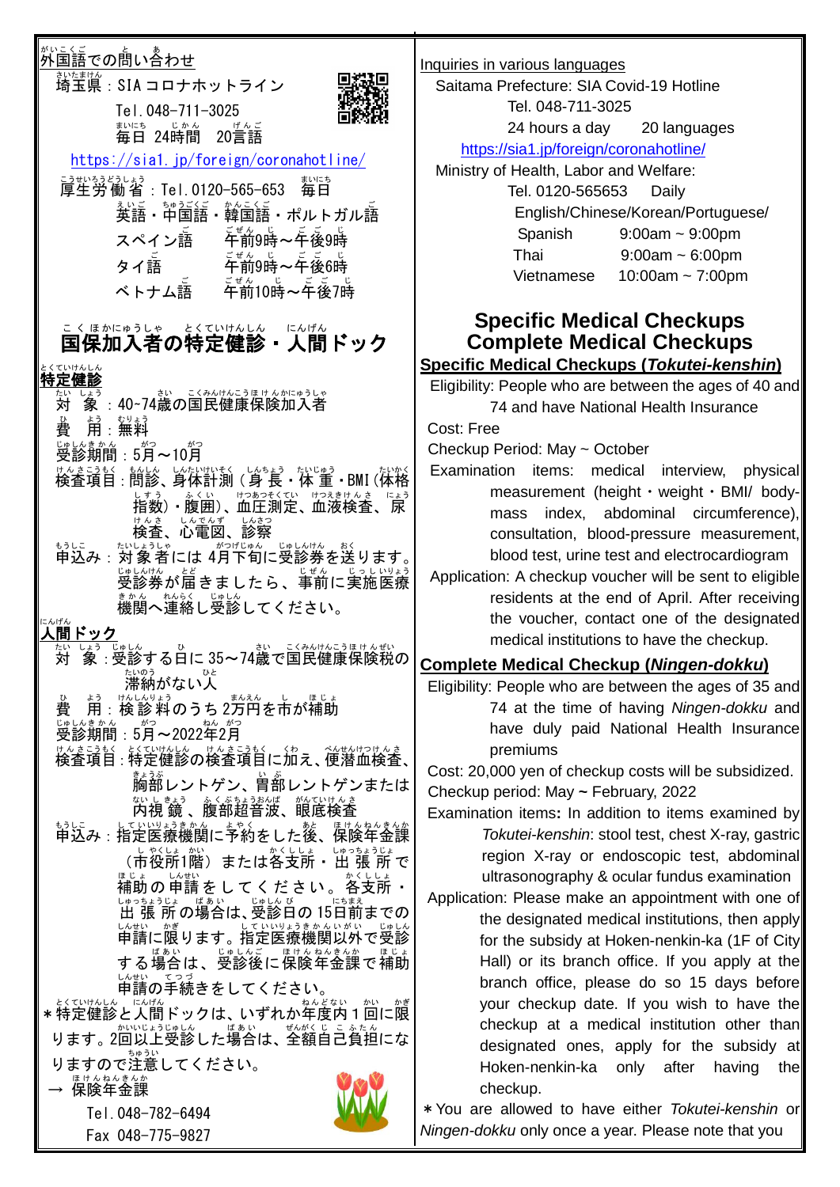## 外国語での問い合わせ

埼玉県：SIAコロナホットライン
Tel.048-711-3025
毎日 24時間 20言語
https://sia1.jp/foreign/coronahotline/

厚生労働省：Tel.0120-565-653 毎日
英語・中国語・韓国語・ポルトガル語
スペイン語 午前9時～午後9時
タイ語 午前9時～午後6時
ベトナム語 午前10時～午後7時

# 国保加入者の特定健診・人間ドック

## 特定健診

対　象：40~74歳の国民健康保険加入者
費　用：無料
受診期間：5月～10月
検査項目：問診、身体計測（身長・体重・BMI（体格指数）・腹囲）、血圧測定、血液検査、尿検査、心電図、診察
申込み：対象者には4月下旬に受診券を送ります。受診券が届きましたら、事前に実施医療機関へ連絡し受診してください。

## 人間ドック

対　象：受診する日に35～74歳で国民健康保険税の滞納がない人
費　用：検診料のうち2万円を市が補助
受診期間：5月～2022年2月
検査項目：特定健診の検査項目に加え、便潜血検査、胸部レントゲン、胃部レントゲンまたは内視鏡、腹部超音波、眼底検査
申込み：指定医療機関に予約をした後、保険年金課（市役所1階）または各支所・出張所で補助の申請をしてください。各支所・出張所の場合は、受診日の15日前までの申請に限ります。指定医療機関以外で受診する場合は、受診後に保険年金課で補助申請の手続きをしてください。

＊特定健診と人間ドックは、いずれか年度内１回に限ります。2回以上受診した場合は、全額自己負担になりますので注意してください。

→ 保険年金課
Tel.048-782-6494
Fax 048-775-9827

## Inquiries in various languages

Saitama Prefecture: SIA Covid-19 Hotline
Tel. 048-711-3025
24 hours a day 20 languages
https://sia1.jp/foreign/coronahotline/

Ministry of Health, Labor and Welfare:
Tel. 0120-565653 Daily
English/Chinese/Korean/Portuguese/
Spanish 9:00am ~ 9:00pm
Thai 9:00am ~ 6:00pm
Vietnamese 10:00am ~ 7:00pm

# Specific Medical Checkups Complete Medical Checkups

## Specific Medical Checkups (*Tokutei-kenshin*)

Eligibility: People who are between the ages of 40 and 74 and have National Health Insurance
Cost: Free
Checkup Period: May ~ October
Examination items: medical interview, physical measurement (height・weight・BMI/ body-mass index, abdominal circumference), consultation, blood-pressure measurement, blood test, urine test and electrocardiogram
Application: A checkup voucher will be sent to eligible residents at the end of April. After receiving the voucher, contact one of the designated medical institutions to have the checkup.

## Complete Medical Checkup (*Ningen-dokku*)

Eligibility: People who are between the ages of 35 and 74 at the time of having *Ningen-dokku* and have duly paid National Health Insurance premiums
Cost: 20,000 yen of checkup costs will be subsidized.
Checkup period: May ~ February, 2022
Examination items: In addition to items examined by *Tokutei-kenshin*: stool test, chest X-ray, gastric region X-ray or endoscopic test, abdominal ultrasonography & ocular fundus examination
Application: Please make an appointment with one of the designated medical institutions, then apply for the subsidy at Hoken-nenkin-ka (1F of City Hall) or its branch office. If you apply at the branch office, please do so 15 days before your checkup date. If you wish to have the checkup at a medical institution other than designated ones, apply for the subsidy at Hoken-nenkin-ka only after having the checkup.

＊You are allowed to have *Tokutei-kenshin* or *Ningen-dokku* only once a year. Please note that you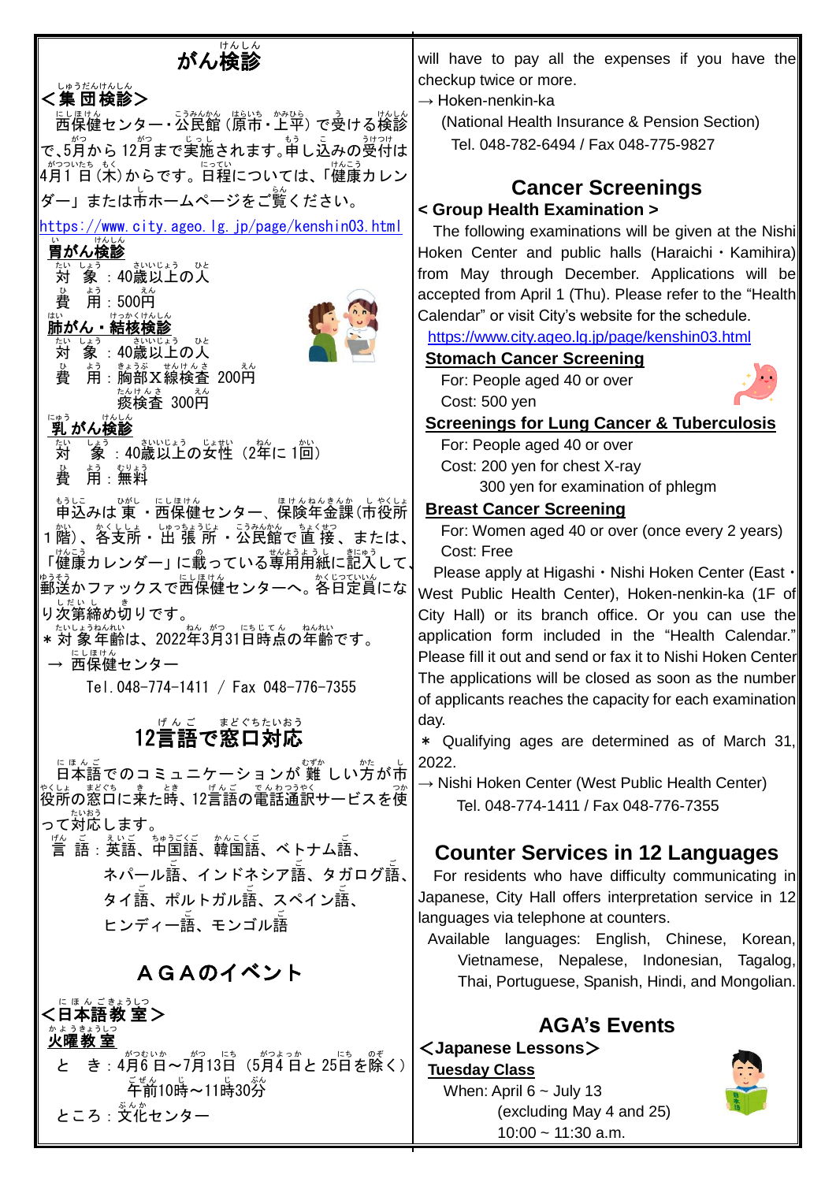# がん検診

## ＜集団検診＞

西保健センター・公民館（原市・上平）で受ける検診で、5月から12月まで実施されます。申し込みの受付は4月1日（木）からです。日程については、「健康カレンダー」または市ホームページをご覧ください。

https://www.city.ageo.lg.jp/page/kenshin03.html

### 胃がん検診

対　象：40歳以上の人
費　用：500円

### 肺がん・結核検診

対　象：40歳以上の人
費　用：胸部X線検査 200円
　　　　痰検査 300円

### 乳がん検診

対　象：40歳以上の女性（2年に1回）
費　用：無料

申込みは東・西保健センター、保険年金課（市役所1階）、各支所・出張所・公民館で直接、または、「健康カレンダー」に載っている専用用紙に記入して、郵送かファックスで西保健センターへ。各日定員になり次第締め切りです。

＊対象年齢は、2022年3月31日時点の年齢です。

→ 西保健センター
Tel.048-774-1411 / Fax 048-776-7355

# 12言語で窓口対応

日本語でのコミュニケーションが難しい方が市役所の窓口に来た時、12言語の電話通訳サービスを使って対応します。

言　語：英語、中国語、韓国語、ベトナム語、ネパール語、インドネシア語、タガログ語、タイ語、ポルトガル語、スペイン語、ヒンディー語、モンゴル語

# ＡＧＡのイベント

## ＜日本語教室＞

### 火曜教室

と　き：4月6日～7月13日（5月4日と25日を除く）
　　　　午前10時～11時30分
ところ：文化センター

---

will have to pay all the expenses if you have the checkup twice or more.

→ Hoken-nenkin-ka
(National Health Insurance & Pension Section)
Tel. 048-782-6494 / Fax 048-775-9827

# Cancer Screenings

## < Group Health Examination >

The following examinations will be given at the Nishi Hoken Center and public halls (Haraichi・Kamihira) from May through December. Applications will be accepted from April 1 (Thu). Please refer to the "Health Calendar" or visit City's website for the schedule.

https://www.city.ageo.lg.jp/page/kenshin03.html

### Stomach Cancer Screening

For: People aged 40 or over
Cost: 500 yen

### Screenings for Lung Cancer & Tuberculosis

For: People aged 40 or over
Cost: 200 yen for chest X-ray
　　　300 yen for examination of phlegm

### Breast Cancer Screening

For: Women aged 40 or over (once every 2 years)
Cost: Free

Please apply at Higashi・Nishi Hoken Center (East・West Public Health Center), Hoken-nenkin-ka (1F of City Hall) or its branch office. Or you can use the application form included in the "Health Calendar." Please fill it out and send or fax it to Nishi Hoken Center. The applications will be closed as soon as the number of applicants reaches the capacity for each examination day.

＊ Qualifying ages are determined as of March 31, 2022.

→ Nishi Hoken Center (West Public Health Center)
Tel. 048-774-1411 / Fax 048-776-7355

# Counter Services in 12 Languages

For residents who have difficulty communicating in Japanese, City Hall offers interpretation service in 12 languages via telephone at counters.

Available languages: English, Chinese, Korean, Vietnamese, Nepalese, Indonesian, Tagalog, Thai, Portuguese, Spanish, Hindi, and Mongolian.

# AGA's Events

## ＜Japanese Lessons＞

### Tuesday Class

When: April 6 ~ July 13
　　　(excluding May 4 and 25)
　　　10:00 ~ 11:30 a.m.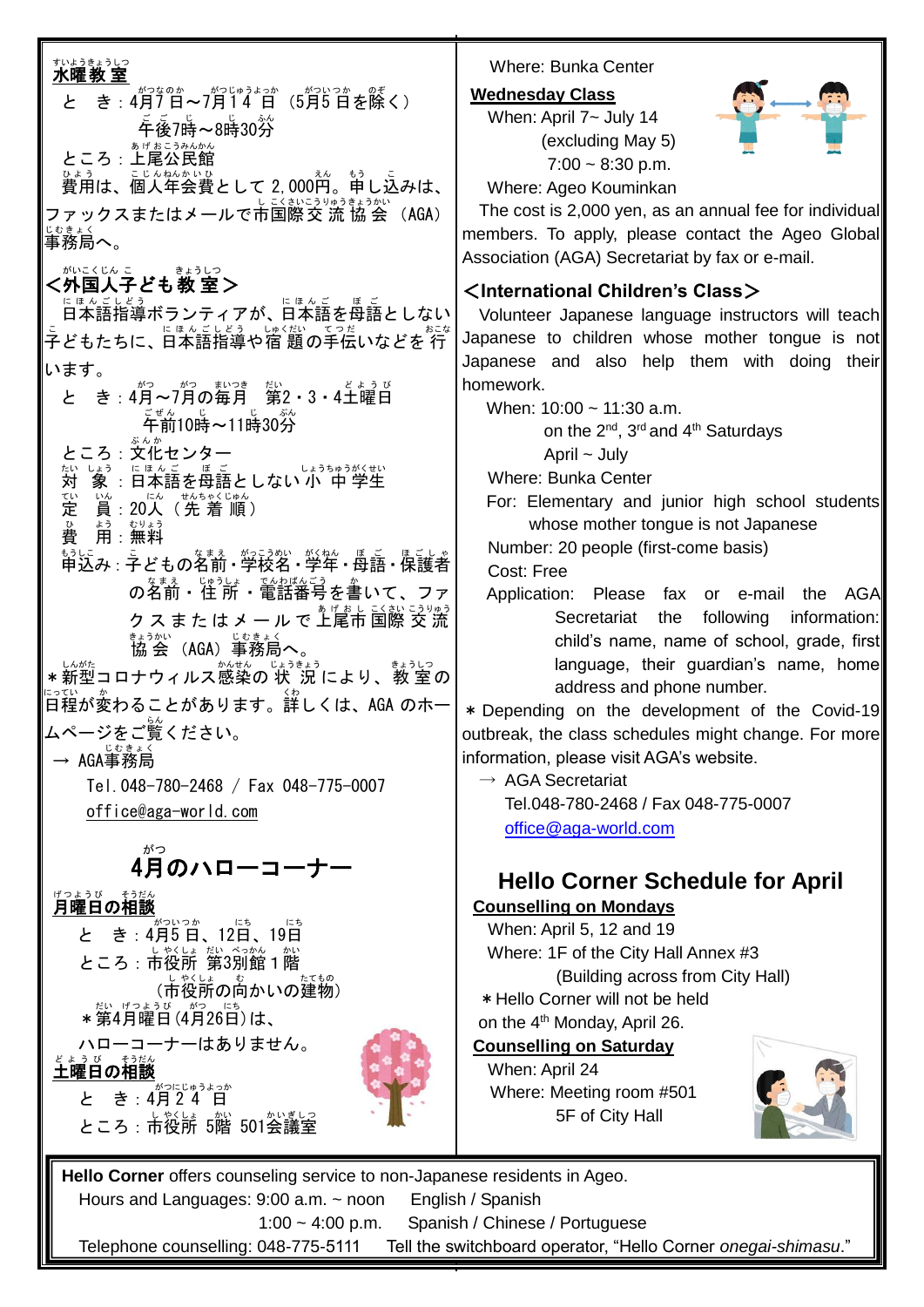## 水曜教室

と　き：4月7日～7月14日（5月5日を除く）
午後7時～8時30分

ところ：上尾公民館

費用は、個人年会費として 2,000円。申し込みは、ファックスまたはメールで市国際交流協会（AGA）事務局へ。

## ＜外国人子ども教室＞

日本語指導ボランティアが、日本語を母語としない子どもたちに、日本語指導や宿題の手伝いなどを行います。

と　き：4月～7月の毎月　第2・3・4土曜日
午前10時～11時30分

ところ：文化センター

対　象：日本語を母語としない小中学生

定　員：20人（先着順）

費　用：無料

申込み：子どもの名前・学校名・学年・母語・保護者の名前・住所・電話番号を書いて、ファクスまたはメールで上尾市国際交流協会（AGA）事務局へ。

＊新型コロナウィルス感染の状況により、教室の日程が変わることがあります。詳しくは、AGA のホームページをご覧ください。

→ AGA事務局
Tel.048-780-2468 / Fax 048-775-0007
office@aga-world.com

## 4月のハローコーナー

### 月曜日の相談

と　き：4月5日、12日、19日

ところ：市役所 第3別館１階
（市役所の向かいの建物）

＊第4月曜日（4月26日）は、ハローコーナーはありません。

### 土曜日の相談

と　き：4月24日

ところ：市役所 5階 501会議室

---

Where: Bunka Center

**Wednesday Class**

When: April 7~ July 14
(excluding May 5)
7:00 ~ 8:30 p.m.

Where: Ageo Kouminkan

The cost is 2,000 yen, as an annual fee for individual members. To apply, please contact the Ageo Global Association (AGA) Secretariat by fax or e-mail.

## ＜International Children's Class＞

Volunteer Japanese language instructors will teach Japanese to children whose mother tongue is not Japanese and also help them with doing their homework.

When: 10:00 ~ 11:30 a.m.
on the 2nd, 3rd and 4th Saturdays
April ~ July

Where: Bunka Center

For: Elementary and junior high school students whose mother tongue is not Japanese

Number: 20 people (first-come basis)

Cost: Free

Application: Please fax or e-mail the AGA Secretariat the following information: child's name, name of school, grade, first language, their guardian's name, home address and phone number.

＊Depending on the development of the Covid-19 outbreak, the class schedules might change. For more information, please visit AGA's website.

→ AGA Secretariat
Tel.048-780-2468 / Fax 048-775-0007
office@aga-world.com

## Hello Corner Schedule for April

**Counselling on Mondays**

When: April 5, 12 and 19

Where: 1F of the City Hall Annex #3
(Building across from City Hall)

＊Hello Corner will not be held on the 4th Monday, April 26.

**Counselling on Saturday**

When: April 24

Where: Meeting room #501
5F of City Hall

---

**Hello Corner** offers counseling service to non-Japanese residents in Ageo.

Hours and Languages: 9:00 a.m. ~ noon　English / Spanish
1:00 ~ 4:00 p.m.　Spanish / Chinese / Portuguese

Telephone counselling: 048-775-5111　Tell the switchboard operator, "Hello Corner *onegai-shimasu*."